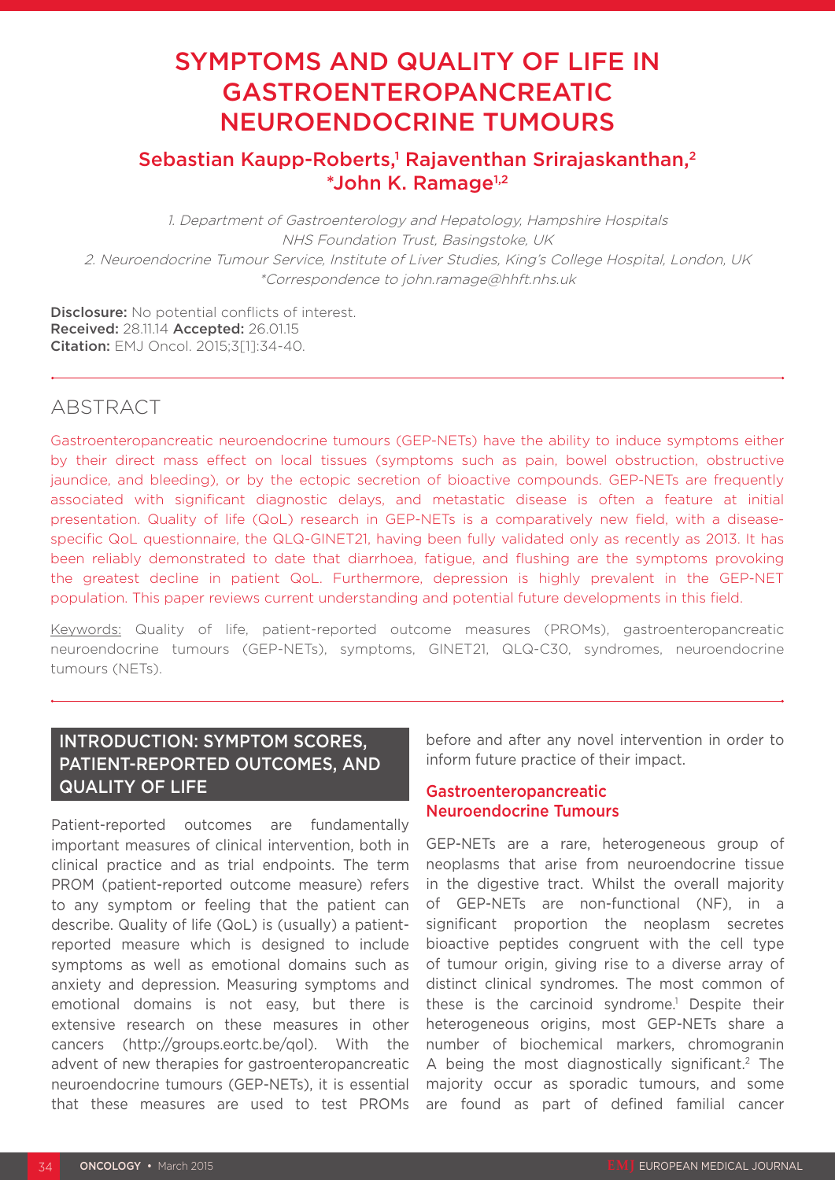# SYMPTOMS AND QUALITY OF LIFE IN GASTROENTEROPANCREATIC NEUROENDOCRINE TUMOURS

## Sebastian Kaupp-Roberts,[1] Rajaventhan Srirajaskanthan,[2] *John K. Ramage[1,2]

*1. Department of Gastroenterology and Hepatology, Hampshire Hospitals NHS Foundation Trust, Basingstoke, UK*
*2. Neuroendocrine Tumour Service, Institute of Liver Studies, King's College Hospital, London, UK*
*\*Correspondence to john.ramage@hhft.nhs.uk*

**Disclosure:** No potential conflicts of interest.
**Received:** 28.11.14 **Accepted:** 26.01.15
**Citation:** EMJ Oncol. 2015;3[1]:34-40.

## ABSTRACT

Gastroenteropancreatic neuroendocrine tumours (GEP-NETs) have the ability to induce symptoms either by their direct mass effect on local tissues (symptoms such as pain, bowel obstruction, obstructive jaundice, and bleeding), or by the ectopic secretion of bioactive compounds. GEP-NETs are frequently associated with significant diagnostic delays, and metastatic disease is often a feature at initial presentation. Quality of life (QoL) research in GEP-NETs is a comparatively new field, with a disease-specific QoL questionnaire, the QLQ-GINET21, having been fully validated only as recently as 2013. It has been reliably demonstrated to date that diarrhoea, fatigue, and flushing are the symptoms provoking the greatest decline in patient QoL. Furthermore, depression is highly prevalent in the GEP-NET population. This paper reviews current understanding and potential future developments in this field.

Keywords: Quality of life, patient-reported outcome measures (PROMs), gastroenteropancreatic neuroendocrine tumours (GEP-NETs), symptoms, GINET21, QLQ-C30, syndromes, neuroendocrine tumours (NETs).

## INTRODUCTION: SYMPTOM SCORES, PATIENT-REPORTED OUTCOMES, AND QUALITY OF LIFE

Patient-reported outcomes are fundamentally important measures of clinical intervention, both in clinical practice and as trial endpoints. The term PROM (patient-reported outcome measure) refers to any symptom or feeling that the patient can describe. Quality of life (QoL) is (usually) a patient-reported measure which is designed to include symptoms as well as emotional domains such as anxiety and depression. Measuring symptoms and emotional domains is not easy, but there is extensive research on these measures in other cancers (http://groups.eortc.be/qol). With the advent of new therapies for gastroenteropancreatic neuroendocrine tumours (GEP-NETs), it is essential that these measures are used to test PROMs before and after any novel intervention in order to inform future practice of their impact.

### Gastroenteropancreatic Neuroendocrine Tumours

GEP-NETs are a rare, heterogeneous group of neoplasms that arise from neuroendocrine tissue in the digestive tract. Whilst the overall majority of GEP-NETs are non-functional (NF), in a significant proportion the neoplasm secretes bioactive peptides congruent with the cell type of tumour origin, giving rise to a diverse array of distinct clinical syndromes. The most common of these is the carcinoid syndrome.[1] Despite their heterogeneous origins, most GEP-NETs share a number of biochemical markers, chromogranin A being the most diagnostically significant.[2] The majority occur as sporadic tumours, and some are found as part of defined familial cancer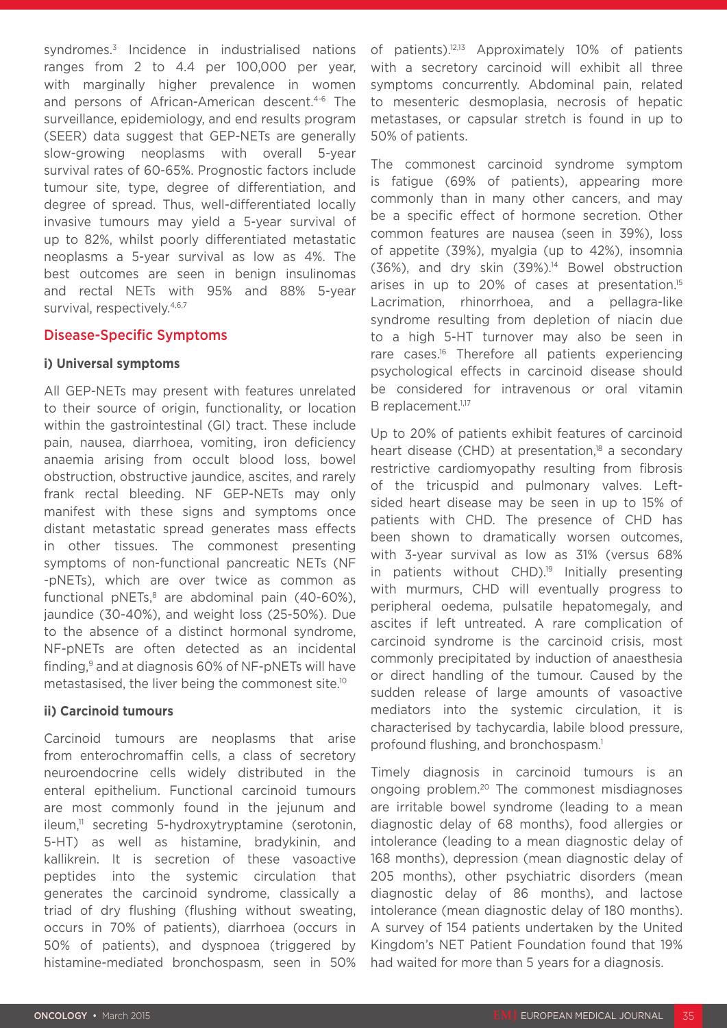syndromes.[3] Incidence in industrialised nations ranges from 2 to 4.4 per 100,000 per year, with marginally higher prevalence in women and persons of African-American descent.[4-6] The surveillance, epidemiology, and end results program (SEER) data suggest that GEP-NETs are generally slow-growing neoplasms with overall 5-year survival rates of 60-65%. Prognostic factors include tumour site, type, degree of differentiation, and degree of spread. Thus, well-differentiated locally invasive tumours may yield a 5-year survival of up to 82%, whilst poorly differentiated metastatic neoplasms a 5-year survival as low as 4%. The best outcomes are seen in benign insulinomas and rectal NETs with 95% and 88% 5-year survival, respectively.[4,6,7]

## Disease-Specific Symptoms

### i) Universal symptoms

All GEP-NETs may present with features unrelated to their source of origin, functionality, or location within the gastrointestinal (GI) tract. These include pain, nausea, diarrhoea, vomiting, iron deficiency anaemia arising from occult blood loss, bowel obstruction, obstructive jaundice, ascites, and rarely frank rectal bleeding. NF GEP-NETs may only manifest with these signs and symptoms once distant metastatic spread generates mass effects in other tissues. The commonest presenting symptoms of non-functional pancreatic NETs (NF-pNETs), which are over twice as common as functional pNETs,[8] are abdominal pain (40-60%), jaundice (30-40%), and weight loss (25-50%). Due to the absence of a distinct hormonal syndrome, NF-pNETs are often detected as an incidental finding,[9] and at diagnosis 60% of NF-pNETs will have metastasised, the liver being the commonest site.[10]

### ii) Carcinoid tumours

Carcinoid tumours are neoplasms that arise from enterochromaffin cells, a class of secretory neuroendocrine cells widely distributed in the enteral epithelium. Functional carcinoid tumours are most commonly found in the jejunum and ileum,[11] secreting 5-hydroxytryptamine (serotonin, 5-HT) as well as histamine, bradykinin, and kallikrein. It is secretion of these vasoactive peptides into the systemic circulation that generates the carcinoid syndrome, classically a triad of dry flushing (flushing without sweating, occurs in 70% of patients), diarrhoea (occurs in 50% of patients), and dyspnoea (triggered by histamine-mediated bronchospasm, seen in 50% of patients).[12,13] Approximately 10% of patients with a secretory carcinoid will exhibit all three symptoms concurrently. Abdominal pain, related to mesenteric desmoplasia, necrosis of hepatic metastases, or capsular stretch is found in up to 50% of patients.

The commonest carcinoid syndrome symptom is fatigue (69% of patients), appearing more commonly than in many other cancers, and may be a specific effect of hormone secretion. Other common features are nausea (seen in 39%), loss of appetite (39%), myalgia (up to 42%), insomnia (36%), and dry skin (39%).[14] Bowel obstruction arises in up to 20% of cases at presentation.[15] Lacrimation, rhinorrhoea, and a pellagra-like syndrome resulting from depletion of niacin due to a high 5-HT turnover may also be seen in rare cases.[16] Therefore all patients experiencing psychological effects in carcinoid disease should be considered for intravenous or oral vitamin B replacement.[1,17]

Up to 20% of patients exhibit features of carcinoid heart disease (CHD) at presentation,[18] a secondary restrictive cardiomyopathy resulting from fibrosis of the tricuspid and pulmonary valves. Left-sided heart disease may be seen in up to 15% of patients with CHD. The presence of CHD has been shown to dramatically worsen outcomes, with 3-year survival as low as 31% (versus 68% in patients without CHD).[19] Initially presenting with murmurs, CHD will eventually progress to peripheral oedema, pulsatile hepatomegaly, and ascites if left untreated. A rare complication of carcinoid syndrome is the carcinoid crisis, most commonly precipitated by induction of anaesthesia or direct handling of the tumour. Caused by the sudden release of large amounts of vasoactive mediators into the systemic circulation, it is characterised by tachycardia, labile blood pressure, profound flushing, and bronchospasm.[1]

Timely diagnosis in carcinoid tumours is an ongoing problem.[20] The commonest misdiagnoses are irritable bowel syndrome (leading to a mean diagnostic delay of 68 months), food allergies or intolerance (leading to a mean diagnostic delay of 168 months), depression (mean diagnostic delay of 205 months), other psychiatric disorders (mean diagnostic delay of 86 months), and lactose intolerance (mean diagnostic delay of 180 months). A survey of 154 patients undertaken by the United Kingdom's NET Patient Foundation found that 19% had waited for more than 5 years for a diagnosis.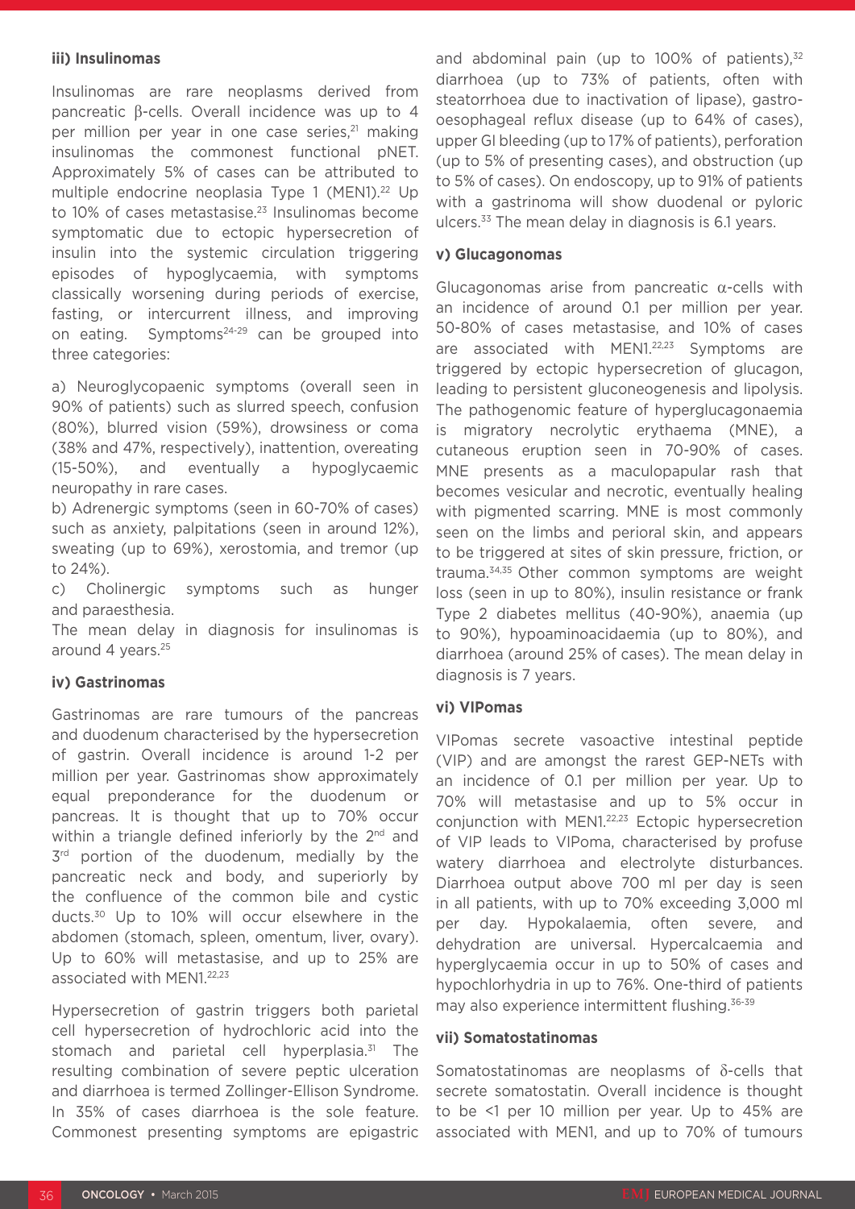### iii) Insulinomas

Insulinomas are rare neoplasms derived from pancreatic β-cells. Overall incidence was up to 4 per million per year in one case series,[21] making insulinomas the commonest functional pNET. Approximately 5% of cases can be attributed to multiple endocrine neoplasia Type 1 (MEN1).[22] Up to 10% of cases metastasise.[23] Insulinomas become symptomatic due to ectopic hypersecretion of insulin into the systemic circulation triggering episodes of hypoglycaemia, with symptoms classically worsening during periods of exercise, fasting, or intercurrent illness, and improving on eating. Symptoms[24-29] can be grouped into three categories:

a) Neuroglycopaenic symptoms (overall seen in 90% of patients) such as slurred speech, confusion (80%), blurred vision (59%), drowsiness or coma (38% and 47%, respectively), inattention, overeating (15-50%), and eventually a hypoglycaemic neuropathy in rare cases.
b) Adrenergic symptoms (seen in 60-70% of cases) such as anxiety, palpitations (seen in around 12%), sweating (up to 69%), xerostomia, and tremor (up to 24%).
c) Cholinergic symptoms such as hunger and paraesthesia.
The mean delay in diagnosis for insulinomas is around 4 years.[25]

### iv) Gastrinomas

Gastrinomas are rare tumours of the pancreas and duodenum characterised by the hypersecretion of gastrin. Overall incidence is around 1-2 per million per year. Gastrinomas show approximately equal preponderance for the duodenum or pancreas. It is thought that up to 70% occur within a triangle defined inferiorly by the 2nd and 3rd portion of the duodenum, medially by the pancreatic neck and body, and superiorly by the confluence of the common bile and cystic ducts.[30] Up to 10% will occur elsewhere in the abdomen (stomach, spleen, omentum, liver, ovary). Up to 60% will metastasise, and up to 25% are associated with MEN1.[22,23]

Hypersecretion of gastrin triggers both parietal cell hypersecretion of hydrochloric acid into the stomach and parietal cell hyperplasia.[31] The resulting combination of severe peptic ulceration and diarrhoea is termed Zollinger-Ellison Syndrome. In 35% of cases diarrhoea is the sole feature. Commonest presenting symptoms are epigastric and abdominal pain (up to 100% of patients),[32] diarrhoea (up to 73% of patients, often with steatorrhoea due to inactivation of lipase), gastro-oesophageal reflux disease (up to 64% of cases), upper GI bleeding (up to 17% of patients), perforation (up to 5% of presenting cases), and obstruction (up to 5% of cases). On endoscopy, up to 91% of patients with a gastrinoma will show duodenal or pyloric ulcers.[33] The mean delay in diagnosis is 6.1 years.

### v) Glucagonomas

Glucagonomas arise from pancreatic α-cells with an incidence of around 0.1 per million per year. 50-80% of cases metastasise, and 10% of cases are associated with MEN1.[22,23] Symptoms are triggered by ectopic hypersecretion of glucagon, leading to persistent gluconeogenesis and lipolysis. The pathogenomic feature of hyperglucagonaemia is migratory necrolytic erythaema (MNE), a cutaneous eruption seen in 70-90% of cases. MNE presents as a maculopapular rash that becomes vesicular and necrotic, eventually healing with pigmented scarring. MNE is most commonly seen on the limbs and perioral skin, and appears to be triggered at sites of skin pressure, friction, or trauma.[34,35] Other common symptoms are weight loss (seen in up to 80%), insulin resistance or frank Type 2 diabetes mellitus (40-90%), anaemia (up to 90%), hypoaminoacidaemia (up to 80%), and diarrhoea (around 25% of cases). The mean delay in diagnosis is 7 years.

### vi) VIPomas

VIPomas secrete vasoactive intestinal peptide (VIP) and are amongst the rarest GEP-NETs with an incidence of 0.1 per million per year. Up to 70% will metastasise and up to 5% occur in conjunction with MEN1.[22,23] Ectopic hypersecretion of VIP leads to VIPoma, characterised by profuse watery diarrhoea and electrolyte disturbances. Diarrhoea output above 700 ml per day is seen in all patients, with up to 70% exceeding 3,000 ml per day. Hypokalaemia, often severe, and dehydration are universal. Hypercalcaemia and hyperglycaemia occur in up to 50% of cases and hypochlorhydria in up to 76%. One-third of patients may also experience intermittent flushing.[36-39]

### vii) Somatostatinomas

Somatostatinomas are neoplasms of δ-cells that secrete somatostatin. Overall incidence is thought to be <1 per 10 million per year. Up to 45% are associated with MEN1, and up to 70% of tumours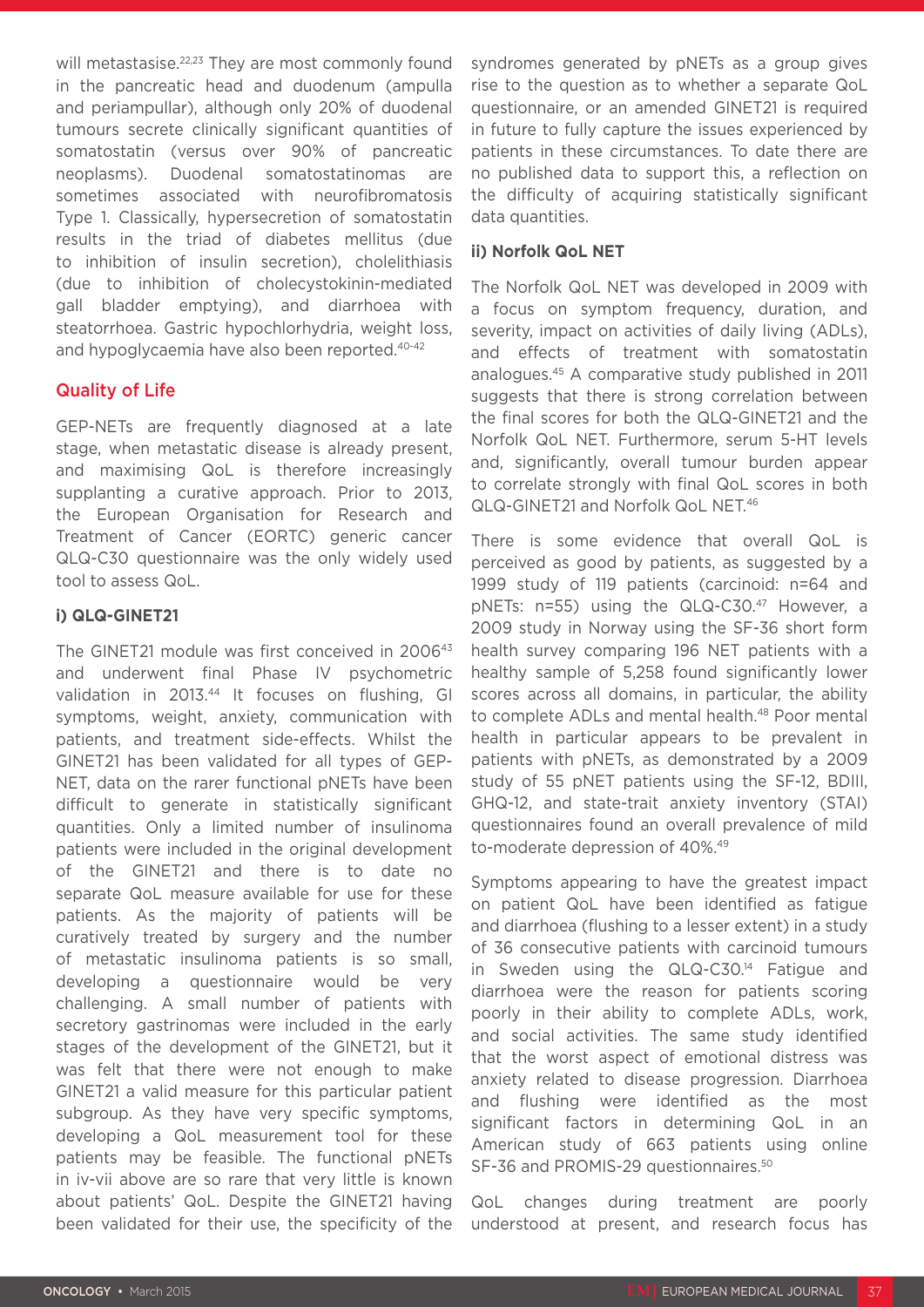will metastasise.[22,23] They are most commonly found in the pancreatic head and duodenum (ampulla and periampullar), although only 20% of duodenal tumours secrete clinically significant quantities of somatostatin (versus over 90% of pancreatic neoplasms). Duodenal somatostatinomas are sometimes associated with neurofibromatosis Type 1. Classically, hypersecretion of somatostatin results in the triad of diabetes mellitus (due to inhibition of insulin secretion), cholelithiasis (due to inhibition of cholecystokinin-mediated gall bladder emptying), and diarrhoea with steatorrhoea. Gastric hypochlorhydria, weight loss, and hypoglycaemia have also been reported.[40-42]

## Quality of Life

GEP-NETs are frequently diagnosed at a late stage, when metastatic disease is already present, and maximising QoL is therefore increasingly supplanting a curative approach. Prior to 2013, the European Organisation for Research and Treatment of Cancer (EORTC) generic cancer QLQ-C30 questionnaire was the only widely used tool to assess QoL.

### i) QLQ-GINET21

The GINET21 module was first conceived in 2006[43] and underwent final Phase IV psychometric validation in 2013.[44] It focuses on flushing, GI symptoms, weight, anxiety, communication with patients, and treatment side-effects. Whilst the GINET21 has been validated for all types of GEP-NET, data on the rarer functional pNETs have been difficult to generate in statistically significant quantities. Only a limited number of insulinoma patients were included in the original development of the GINET21 and there is to date no separate QoL measure available for use for these patients. As the majority of patients will be curatively treated by surgery and the number of metastatic insulinoma patients is so small, developing a questionnaire would be very challenging. A small number of patients with secretory gastrinomas were included in the early stages of the development of the GINET21, but it was felt that there were not enough to make GINET21 a valid measure for this particular patient subgroup. As they have very specific symptoms, developing a QoL measurement tool for these patients may be feasible. The functional pNETs in iv-vii above are so rare that very little is known about patients' QoL. Despite the GINET21 having been validated for their use, the specificity of the syndromes generated by pNETs as a group gives rise to the question as to whether a separate QoL questionnaire, or an amended GINET21 is required in future to fully capture the issues experienced by patients in these circumstances. To date there are no published data to support this, a reflection on the difficulty of acquiring statistically significant data quantities.

### ii) Norfolk QoL NET

The Norfolk QoL NET was developed in 2009 with a focus on symptom frequency, duration, and severity, impact on activities of daily living (ADLs), and effects of treatment with somatostatin analogues.[45] A comparative study published in 2011 suggests that there is strong correlation between the final scores for both the QLQ-GINET21 and the Norfolk QoL NET. Furthermore, serum 5-HT levels and, significantly, overall tumour burden appear to correlate strongly with final QoL scores in both QLQ-GINET21 and Norfolk QoL NET.[46]

There is some evidence that overall QoL is perceived as good by patients, as suggested by a 1999 study of 119 patients (carcinoid: n=64 and pNETs: n=55) using the QLQ-C30.[47] However, a 2009 study in Norway using the SF-36 short form health survey comparing 196 NET patients with a healthy sample of 5,258 found significantly lower scores across all domains, in particular, the ability to complete ADLs and mental health.[48] Poor mental health in particular appears to be prevalent in patients with pNETs, as demonstrated by a 2009 study of 55 pNET patients using the SF-12, BDIII, GHQ-12, and state-trait anxiety inventory (STAI) questionnaires found an overall prevalence of mild to-moderate depression of 40%.[49]

Symptoms appearing to have the greatest impact on patient QoL have been identified as fatigue and diarrhoea (flushing to a lesser extent) in a study of 36 consecutive patients with carcinoid tumours in Sweden using the QLQ-C30.[14] Fatigue and diarrhoea were the reason for patients scoring poorly in their ability to complete ADLs, work, and social activities. The same study identified that the worst aspect of emotional distress was anxiety related to disease progression. Diarrhoea and flushing were identified as the most significant factors in determining QoL in an American study of 663 patients using online SF-36 and PROMIS-29 questionnaires.[50]

QoL changes during treatment are poorly understood at present, and research focus has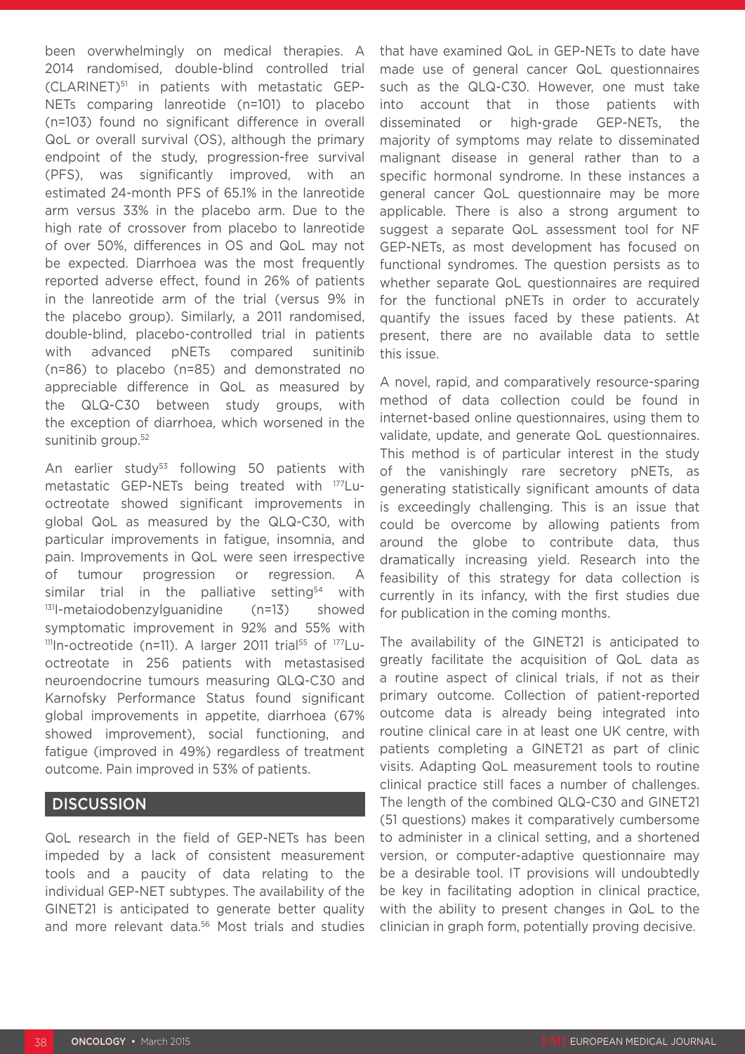been overwhelmingly on medical therapies. A 2014 randomised, double-blind controlled trial (CLARINET)[51] in patients with metastatic GEP-NETs comparing lanreotide (n=101) to placebo (n=103) found no significant difference in overall QoL or overall survival (OS), although the primary endpoint of the study, progression-free survival (PFS), was significantly improved, with an estimated 24-month PFS of 65.1% in the lanreotide arm versus 33% in the placebo arm. Due to the high rate of crossover from placebo to lanreotide of over 50%, differences in OS and QoL may not be expected. Diarrhoea was the most frequently reported adverse effect, found in 26% of patients in the lanreotide arm of the trial (versus 9% in the placebo group). Similarly, a 2011 randomised, double-blind, placebo-controlled trial in patients with advanced pNETs compared sunitinib (n=86) to placebo (n=85) and demonstrated no appreciable difference in QoL as measured by the QLQ-C30 between study groups, with the exception of diarrhoea, which worsened in the sunitinib group.[52]

An earlier study[53] following 50 patients with metastatic GEP-NETs being treated with $^{177}$Lu-octreotate showed significant improvements in global QoL as measured by the QLQ-C30, with particular improvements in fatigue, insomnia, and pain. Improvements in QoL were seen irrespective of tumour progression or regression. A similar trial in the palliative setting[54] with $^{131}$I-metaiodobenzylguanidine (n=13) showed symptomatic improvement in 92% and 55% with $^{111}$In-octreotide (n=11). A larger 2011 trial[55] of $^{177}$Lu-octreotate in 256 patients with metastasised neuroendocrine tumours measuring QLQ-C30 and Karnofsky Performance Status found significant global improvements in appetite, diarrhoea (67% showed improvement), social functioning, and fatigue (improved in 49%) regardless of treatment outcome. Pain improved in 53% of patients.

## DISCUSSION

QoL research in the field of GEP-NETs has been impeded by a lack of consistent measurement tools and a paucity of data relating to the individual GEP-NET subtypes. The availability of the GINET21 is anticipated to generate better quality and more relevant data.[56] Most trials and studies that have examined QoL in GEP-NETs to date have made use of general cancer QoL questionnaires such as the QLQ-C30. However, one must take into account that in those patients with disseminated or high-grade GEP-NETs, the majority of symptoms may relate to disseminated malignant disease in general rather than to a specific hormonal syndrome. In these instances a general cancer QoL questionnaire may be more applicable. There is also a strong argument to suggest a separate QoL assessment tool for NF GEP-NETs, as most development has focused on functional syndromes. The question persists as to whether separate QoL questionnaires are required for the functional pNETs in order to accurately quantify the issues faced by these patients. At present, there are no available data to settle this issue.

A novel, rapid, and comparatively resource-sparing method of data collection could be found in internet-based online questionnaires, using them to validate, update, and generate QoL questionnaires. This method is of particular interest in the study of the vanishingly rare secretory pNETs, as generating statistically significant amounts of data is exceedingly challenging. This is an issue that could be overcome by allowing patients from around the globe to contribute data, thus dramatically increasing yield. Research into the feasibility of this strategy for data collection is currently in its infancy, with the first studies due for publication in the coming months.

The availability of the GINET21 is anticipated to greatly facilitate the acquisition of QoL data as a routine aspect of clinical trials, if not as their primary outcome. Collection of patient-reported outcome data is already being integrated into routine clinical care in at least one UK centre, with patients completing a GINET21 as part of clinic visits. Adapting QoL measurement tools to routine clinical practice still faces a number of challenges. The length of the combined QLQ-C30 and GINET21 (51 questions) makes it comparatively cumbersome to administer in a clinical setting, and a shortened version, or computer-adaptive questionnaire may be a desirable tool. IT provisions will undoubtedly be key in facilitating adoption in clinical practice, with the ability to present changes in QoL to the clinician in graph form, potentially proving decisive.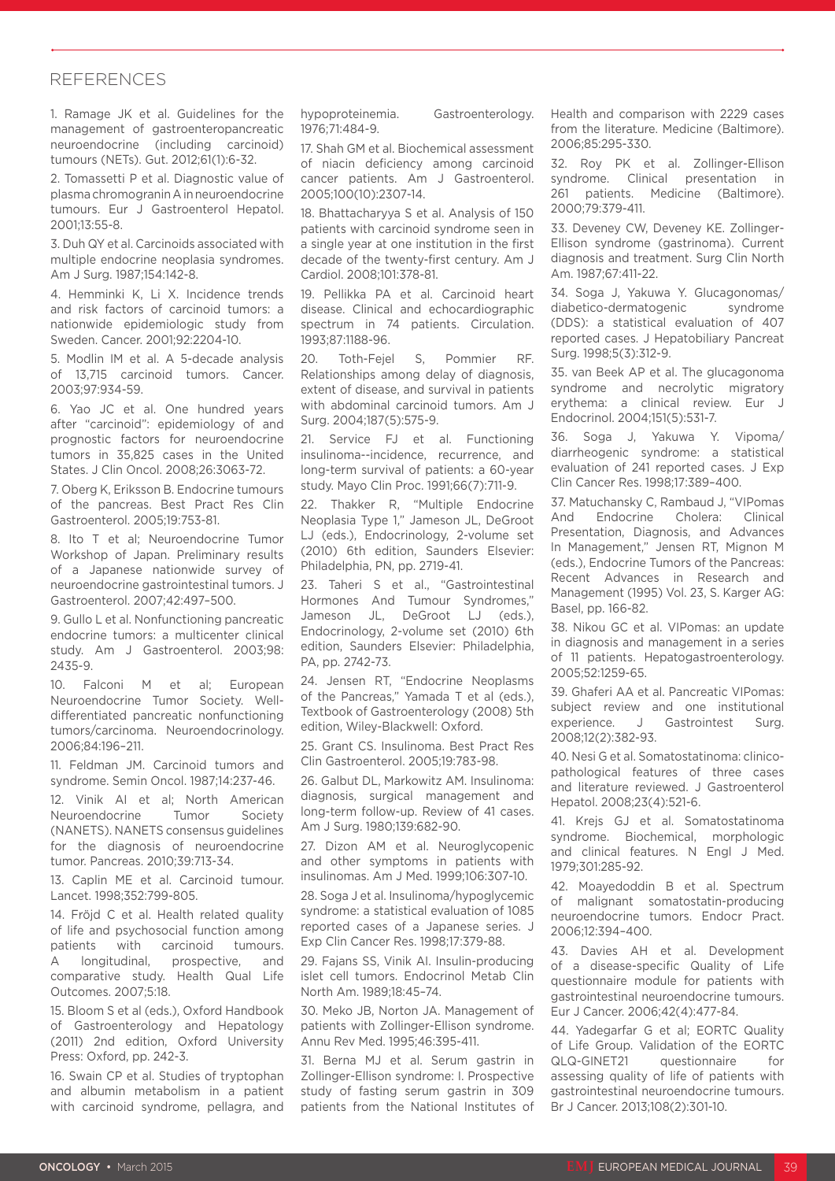## REFERENCES

1. Ramage JK et al. Guidelines for the management of gastroenteropancreatic neuroendocrine (including carcinoid) tumours (NETs). Gut. 2012;61(1):6-32.

2. Tomassetti P et al. Diagnostic value of plasma chromogranin A in neuroendocrine tumours. Eur J Gastroenterol Hepatol. 2001;13:55-8.

3. Duh QY et al. Carcinoids associated with multiple endocrine neoplasia syndromes. Am J Surg. 1987;154:142-8.

4. Hemminki K, Li X. Incidence trends and risk factors of carcinoid tumors: a nationwide epidemiologic study from Sweden. Cancer. 2001;92:2204-10.

5. Modlin IM et al. A 5-decade analysis of 13,715 carcinoid tumors. Cancer. 2003;97:934-59.

6. Yao JC et al. One hundred years after "carcinoid": epidemiology of and prognostic factors for neuroendocrine tumors in 35,825 cases in the United States. J Clin Oncol. 2008;26:3063-72.

7. Oberg K, Eriksson B. Endocrine tumours of the pancreas. Best Pract Res Clin Gastroenterol. 2005;19:753-81.

8. Ito T et al; Neuroendocrine Tumor Workshop of Japan. Preliminary results of a Japanese nationwide survey of neuroendocrine gastrointestinal tumors. J Gastroenterol. 2007;42:497–500.

9. Gullo L et al. Nonfunctioning pancreatic endocrine tumors: a multicenter clinical study. Am J Gastroenterol. 2003;98: 2435-9.

10. Falconi M et al; European Neuroendocrine Tumor Society. Well-differentiated pancreatic nonfunctioning tumors/carcinoma. Neuroendocrinology. 2006;84:196–211.

11. Feldman JM. Carcinoid tumors and syndrome. Semin Oncol. 1987;14:237-46.

12. Vinik AI et al; North American Neuroendocrine Tumor Society (NANETS). NANETS consensus guidelines for the diagnosis of neuroendocrine tumor. Pancreas. 2010;39:713-34.

13. Caplin ME et al. Carcinoid tumour. Lancet. 1998;352:799-805.

14. Fröjd C et al. Health related quality of life and psychosocial function among patients with carcinoid tumours. A longitudinal, prospective, and comparative study. Health Qual Life Outcomes. 2007;5:18.

15. Bloom S et al (eds.), Oxford Handbook of Gastroenterology and Hepatology (2011) 2nd edition, Oxford University Press: Oxford, pp. 242-3.

16. Swain CP et al. Studies of tryptophan and albumin metabolism in a patient with carcinoid syndrome, pellagra, and hypoproteinemia. Gastroenterology. 1976;71:484-9.

17. Shah GM et al. Biochemical assessment of niacin deficiency among carcinoid cancer patients. Am J Gastroenterol. 2005;100(10):2307-14.

18. Bhattacharyya S et al. Analysis of 150 patients with carcinoid syndrome seen in a single year at one institution in the first decade of the twenty-first century. Am J Cardiol. 2008;101:378-81.

19. Pellikka PA et al. Carcinoid heart disease. Clinical and echocardiographic spectrum in 74 patients. Circulation. 1993;87:1188-96.

20. Toth-Fejel S, Pommier RF. Relationships among delay of diagnosis, extent of disease, and survival in patients with abdominal carcinoid tumors. Am J Surg. 2004;187(5):575-9.

21. Service FJ et al. Functioning insulinoma--incidence, recurrence, and long-term survival of patients: a 60-year study. Mayo Clin Proc. 1991;66(7):711-9.

22. Thakker R, "Multiple Endocrine Neoplasia Type 1," Jameson JL, DeGroot LJ (eds.), Endocrinology, 2-volume set (2010) 6th edition, Saunders Elsevier: Philadelphia, PN, pp. 2719-41.

23. Taheri S et al., "Gastrointestinal Hormones And Tumour Syndromes," Jameson JL, DeGroot LJ (eds.), Endocrinology, 2-volume set (2010) 6th edition, Saunders Elsevier: Philadelphia, PA, pp. 2742-73.

24. Jensen RT, "Endocrine Neoplasms of the Pancreas," Yamada T et al (eds.), Textbook of Gastroenterology (2008) 5th edition, Wiley-Blackwell: Oxford.

25. Grant CS. Insulinoma. Best Pract Res Clin Gastroenterol. 2005;19:783-98.

26. Galbut DL, Markowitz AM. Insulinoma: diagnosis, surgical management and long-term follow-up. Review of 41 cases. Am J Surg. 1980;139:682-90.

27. Dizon AM et al. Neuroglycopenic and other symptoms in patients with insulinomas. Am J Med. 1999;106:307-10.

28. Soga J et al. Insulinoma/hypoglycemic syndrome: a statistical evaluation of 1085 reported cases of a Japanese series. J Exp Clin Cancer Res. 1998;17:379-88.

29. Fajans SS, Vinik AI. Insulin-producing islet cell tumors. Endocrinol Metab Clin North Am. 1989;18:45–74.

30. Meko JB, Norton JA. Management of patients with Zollinger-Ellison syndrome. Annu Rev Med. 1995;46:395-411.

31. Berna MJ et al. Serum gastrin in Zollinger-Ellison syndrome: I. Prospective study of fasting serum gastrin in 309 patients from the National Institutes of Health and comparison with 2229 cases from the literature. Medicine (Baltimore). 2006;85:295-330.

32. Roy PK et al. Zollinger-Ellison syndrome. Clinical presentation in 261 patients. Medicine (Baltimore). 2000;79:379-411.

33. Deveney CW, Deveney KE. Zollinger-Ellison syndrome (gastrinoma). Current diagnosis and treatment. Surg Clin North Am. 1987;67:411-22.

34. Soga J, Yakuwa Y. Glucagonomas/diabetico-dermatogenic syndrome (DDS): a statistical evaluation of 407 reported cases. J Hepatobiliary Pancreat Surg. 1998;5(3):312-9.

35. van Beek AP et al. The glucagonoma syndrome and necrolytic migratory erythema: a clinical review. Eur J Endocrinol. 2004;151(5):531-7.

36. Soga J, Yakuwa Y. Vipoma/diarrheogenic syndrome: a statistical evaluation of 241 reported cases. J Exp Clin Cancer Res. 1998;17:389–400.

37. Matuchansky C, Rambaud J, "VIPomas And Endocrine Cholera: Clinical Presentation, Diagnosis, and Advances In Management," Jensen RT, Mignon M (eds.), Endocrine Tumors of the Pancreas: Recent Advances in Research and Management (1995) Vol. 23, S. Karger AG: Basel, pp. 166-82.

38. Nikou GC et al. VIPomas: an update in diagnosis and management in a series of 11 patients. Hepatogastroenterology. 2005;52:1259-65.

39. Ghaferi AA et al. Pancreatic VIPomas: subject review and one institutional experience. J Gastrointest Surg. 2008;12(2):382-93.

40. Nesi G et al. Somatostatinoma: clinico-pathological features of three cases and literature reviewed. J Gastroenterol Hepatol. 2008;23(4):521-6.

41. Krejs GJ et al. Somatostatinoma syndrome. Biochemical, morphologic and clinical features. N Engl J Med. 1979;301:285-92.

42. Moayedoddin B et al. Spectrum of malignant somatostatin-producing neuroendocrine tumors. Endocr Pract. 2006;12:394–400.

43. Davies AH et al. Development of a disease-specific Quality of Life questionnaire module for patients with gastrointestinal neuroendocrine tumours. Eur J Cancer. 2006;42(4):477-84.

44. Yadegarfar G et al; EORTC Quality of Life Group. Validation of the EORTC QLQ-GINET21 questionnaire for assessing quality of life of patients with gastrointestinal neuroendocrine tumours. Br J Cancer. 2013;108(2):301-10.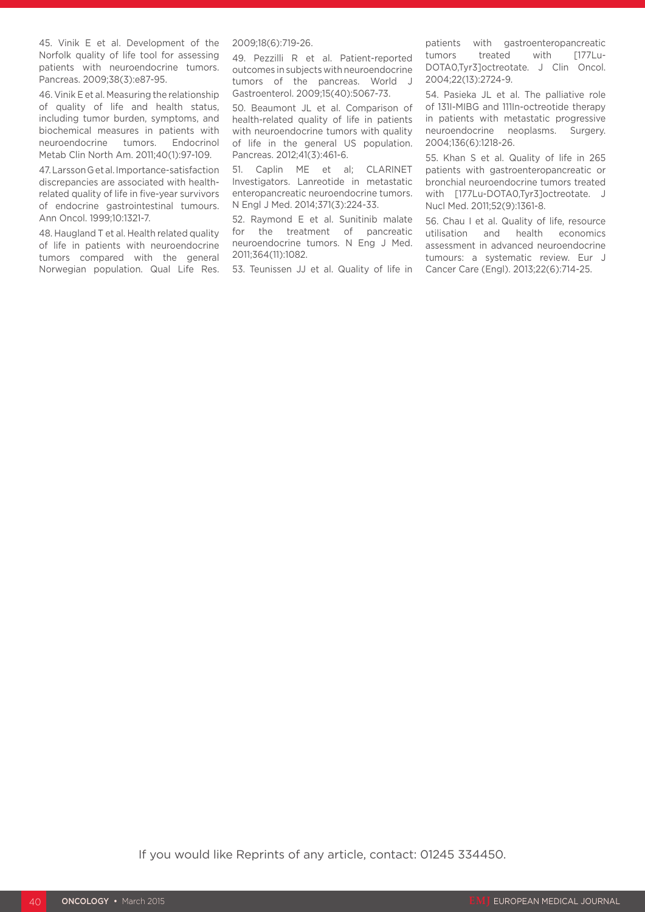45. Vinik E et al. Development of the Norfolk quality of life tool for assessing patients with neuroendocrine tumors. Pancreas. 2009;38(3):e87-95.

46. Vinik E et al. Measuring the relationship of quality of life and health status, including tumor burden, symptoms, and biochemical measures in patients with neuroendocrine tumors. Endocrinol Metab Clin North Am. 2011;40(1):97-109.

47. Larsson G et al. Importance-satisfaction discrepancies are associated with health-related quality of life in five-year survivors of endocrine gastrointestinal tumours. Ann Oncol. 1999;10:1321-7.

48. Haugland T et al. Health related quality of life in patients with neuroendocrine tumors compared with the general Norwegian population. Qual Life Res. 2009;18(6):719-26.

49. Pezzilli R et al. Patient-reported outcomes in subjects with neuroendocrine tumors of the pancreas. World J Gastroenterol. 2009;15(40):5067-73.

50. Beaumont JL et al. Comparison of health-related quality of life in patients with neuroendocrine tumors with quality of life in the general US population. Pancreas. 2012;41(3):461-6.

51. Caplin ME et al; CLARINET Investigators. Lanreotide in metastatic enteropancreatic neuroendocrine tumors. N Engl J Med. 2014;371(3):224-33.

52. Raymond E et al. Sunitinib malate for the treatment of pancreatic neuroendocrine tumors. N Eng J Med. 2011;364(11):1082.

53. Teunissen JJ et al. Quality of life in patients with gastroenteropancreatic tumors treated with [177Lu-DOTA0,Tyr3]octreotate. J Clin Oncol. 2004;22(13):2724-9.

54. Pasieka JL et al. The palliative role of 131I-MIBG and 111In-octreotide therapy in patients with metastatic progressive neuroendocrine neoplasms. Surgery. 2004;136(6):1218-26.

55. Khan S et al. Quality of life in 265 patients with gastroenteropancreatic or bronchial neuroendocrine tumors treated with [177Lu-DOTA0,Tyr3]octreotate. J Nucl Med. 2011;52(9):1361-8.

56. Chau I et al. Quality of life, resource utilisation and health economics assessment in advanced neuroendocrine tumours: a systematic review. Eur J Cancer Care (Engl). 2013;22(6):714-25.

If you would like Reprints of any article, contact: 01245 334450.